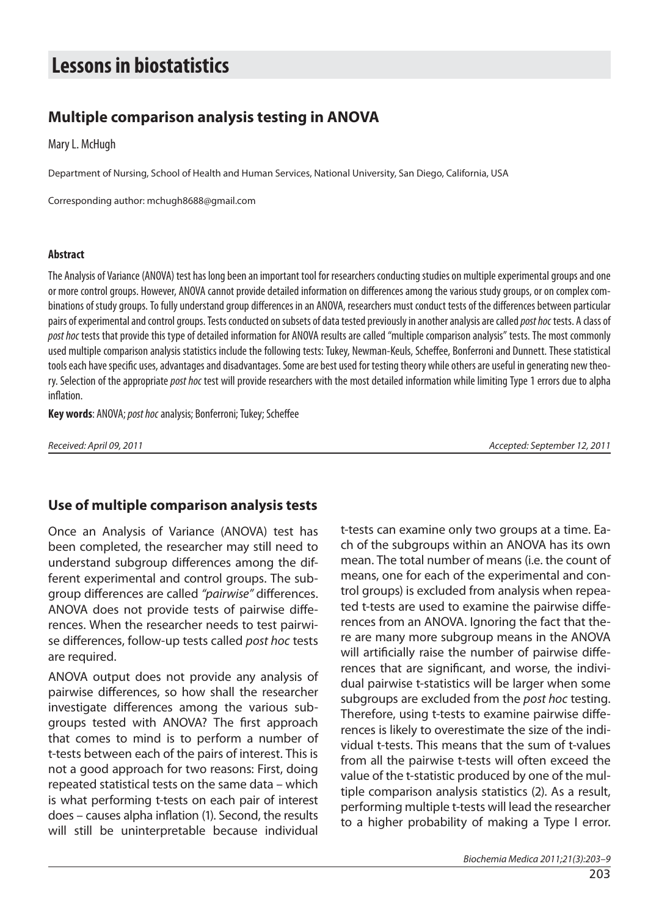# Lessons in biostatistics

## Multiple comparison analysis testing in ANOVA

Mary L. McHugh

Department of Nursing, School of Health and Human Services, National University, San Diego, California, USA

Corresponding author: mchugh8688@gmail.com

#### Abstract

The Analysis of Variance (ANOVA) test has long been an important tool for researchers conducting studies on multiple experimental groups and one or more control groups. However, ANOVA cannot provide detailed information on differences among the various study groups, or on complex combinations of study groups. To fully understand group differences in an ANOVA, researchers must conduct tests of the differences between particular pairs of experimental and control groups. Tests conducted on subsets of data tested previously in another analysis are called *post hoc* tests. A class of *post hoc* tests that provide this type of detailed information for ANOVA results are called "multiple comparison analysis" tests. The most commonly used multiple comparison analysis statistics include the following tests: Tukey, Newman-Keuls, Scheffee, Bonferroni and Dunnett. These statistical tools each have specific uses, advantages and disadvantages. Some are best used for testing theory while others are useful in generating new theory. Selection of the appropriate *post hoc* test will provide researchers with the most detailed information while limiting Type 1 errors due to alpha inflation.

**Key words**: ANOVA; *post hoc* analysis; Bonferroni; Tukey; Scheffee

*Received: April 09, 2011* *Accepted: September 12, 2011*

## Use of multiple comparison analysis tests

Once an Analysis of Variance (ANOVA) test has been completed, the researcher may still need to understand subgroup differences among the different experimental and control groups. The subgroup differences are called *"pairwise"* differences. ANOVA does not provide tests of pairwise differences. When the researcher needs to test pairwise differences, follow-up tests called *post hoc* tests are required.

ANOVA output does not provide any analysis of pairwise differences, so how shall the researcher investigate differences among the various subgroups tested with ANOVA? The first approach that comes to mind is to perform a number of t-tests between each of the pairs of interest. This is not a good approach for two reasons: First, doing repeated statistical tests on the same data – which is what performing t-tests on each pair of interest does – causes alpha inflation (1). Second, the results will still be uninterpretable because individual t-tests can examine only two groups at a time. Each of the subgroups within an ANOVA has its own mean. The total number of means (i.e. the count of means, one for each of the experimental and control groups) is excluded from analysis when repeated t-tests are used to examine the pairwise differences from an ANOVA. Ignoring the fact that there are many more subgroup means in the ANOVA will artificially raise the number of pairwise differences that are significant, and worse, the individual pairwise t-statistics will be larger when some subgroups are excluded from the *post hoc* testing. Therefore, using t-tests to examine pairwise differences is likely to overestimate the size of the individual t-tests. This means that the sum of t-values from all the pairwise t-tests will often exceed the value of the t-statistic produced by one of the multiple comparison analysis statistics (2). As a result, performing multiple t-tests will lead the researcher to a higher probability of making a Type I error.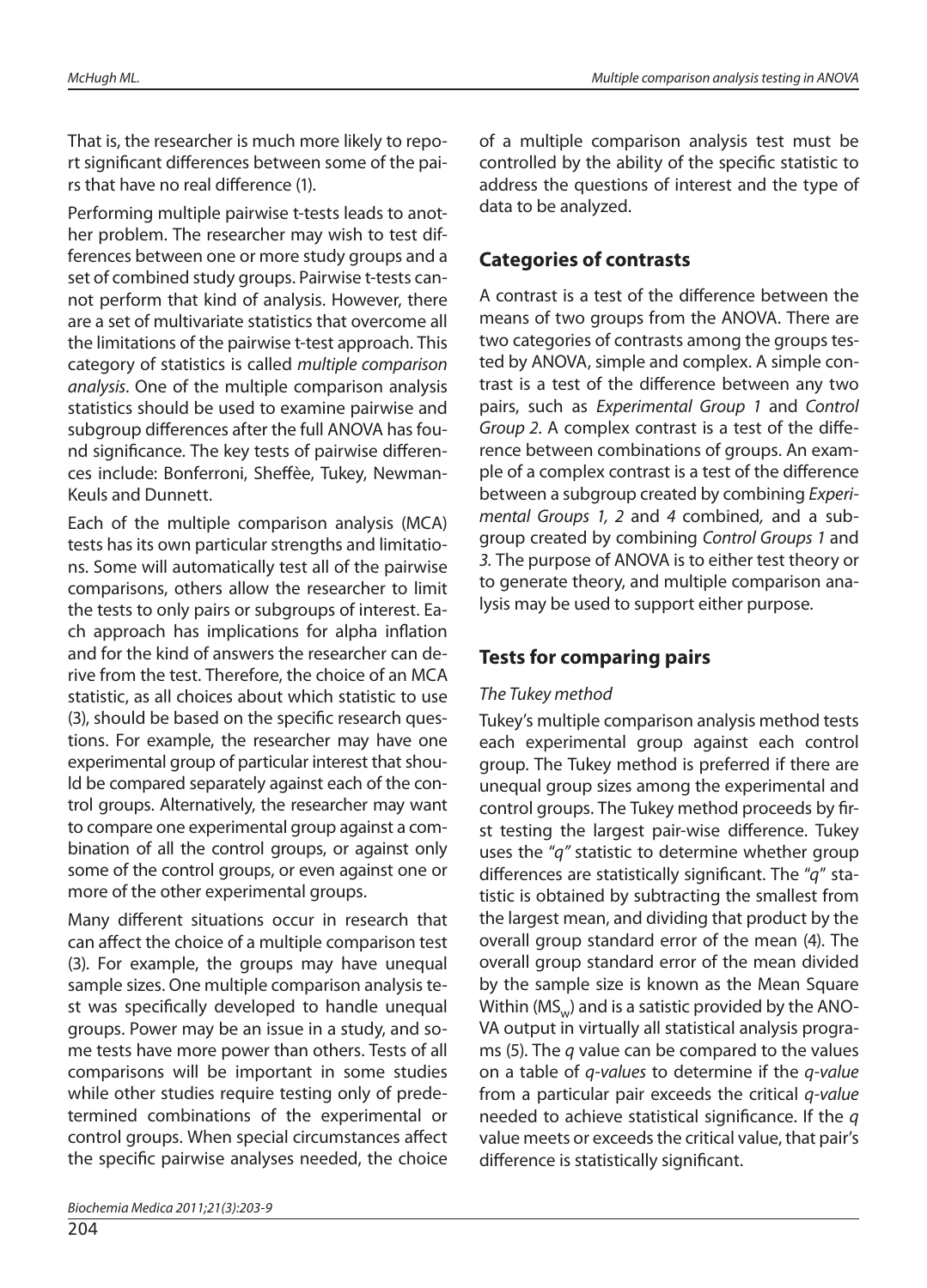That is, the researcher is much more likely to report significant differences between some of the pairs that have no real difference (1).

Performing multiple pairwise t-tests leads to another problem. The researcher may wish to test differences between one or more study groups and a set of combined study groups. Pairwise t-tests cannot perform that kind of analysis. However, there are a set of multivariate statistics that overcome all the limitations of the pairwise t-test approach. This category of statistics is called *multiple comparison analysis*. One of the multiple comparison analysis statistics should be used to examine pairwise and subgroup differences after the full ANOVA has found significance. The key tests of pairwise differences include: Bonferroni, Sheffèe, Tukey, Newman-Keuls and Dunnett.

Each of the multiple comparison analysis (MCA) tests has its own particular strengths and limitations. Some will automatically test all of the pairwise comparisons, others allow the researcher to limit the tests to only pairs or subgroups of interest. Each approach has implications for alpha inflation and for the kind of answers the researcher can derive from the test. Therefore, the choice of an MCA statistic, as all choices about which statistic to use (3), should be based on the specific research questions. For example, the researcher may have one experimental group of particular interest that should be compared separately against each of the control groups. Alternatively, the researcher may want to compare one experimental group against a combination of all the control groups, or against only some of the control groups, or even against one or more of the other experimental groups.

Many different situations occur in research that can affect the choice of a multiple comparison test (3). For example, the groups may have unequal sample sizes. One multiple comparison analysis test was specifically developed to handle unequal groups. Power may be an issue in a study, and some tests have more power than others. Tests of all comparisons will be important in some studies while other studies require testing only of predetermined combinations of the experimental or control groups. When special circumstances affect the specific pairwise analyses needed, the choice of a multiple comparison analysis test must be controlled by the ability of the specific statistic to address the questions of interest and the type of data to be analyzed.

## Categories of contrasts

A contrast is a test of the difference between the means of two groups from the ANOVA. There are two categories of contrasts among the groups tested by ANOVA, simple and complex. A simple contrast is a test of the difference between any two pairs, such as *Experimental Group 1* and *Control Group 2*. A complex contrast is a test of the difference between combinations of groups. An example of a complex contrast is a test of the difference between a subgroup created by combining *Experimental Groups 1, 2* and *4* combined, and a subgroup created by combining *Control Groups 1* and *3*. The purpose of ANOVA is to either test theory or to generate theory, and multiple comparison analysis may be used to support either purpose.

## Tests for comparing pairs

### *The Tukey method*

Tukey's multiple comparison analysis method tests each experimental group against each control group. The Tukey method is preferred if there are unequal group sizes among the experimental and control groups. The Tukey method proceeds by first testing the largest pair-wise difference. Tukey uses the "*q"* statistic to determine whether group differences are statistically significant. The "*q*" statistic is obtained by subtracting the smallest from the largest mean, and dividing that product by the overall group standard error of the mean (4). The overall group standard error of the mean divided by the sample size is known as the Mean Square Within ($MS_W$) and is a satistic provided by the ANOVA output in virtually all statistical analysis programs (5). The *q* value can be compared to the values on a table of *q-values* to determine if the *q-value* from a particular pair exceeds the critical *q-value* needed to achieve statistical significance. If the *q* value meets or exceeds the critical value, that pair's difference is statistically significant.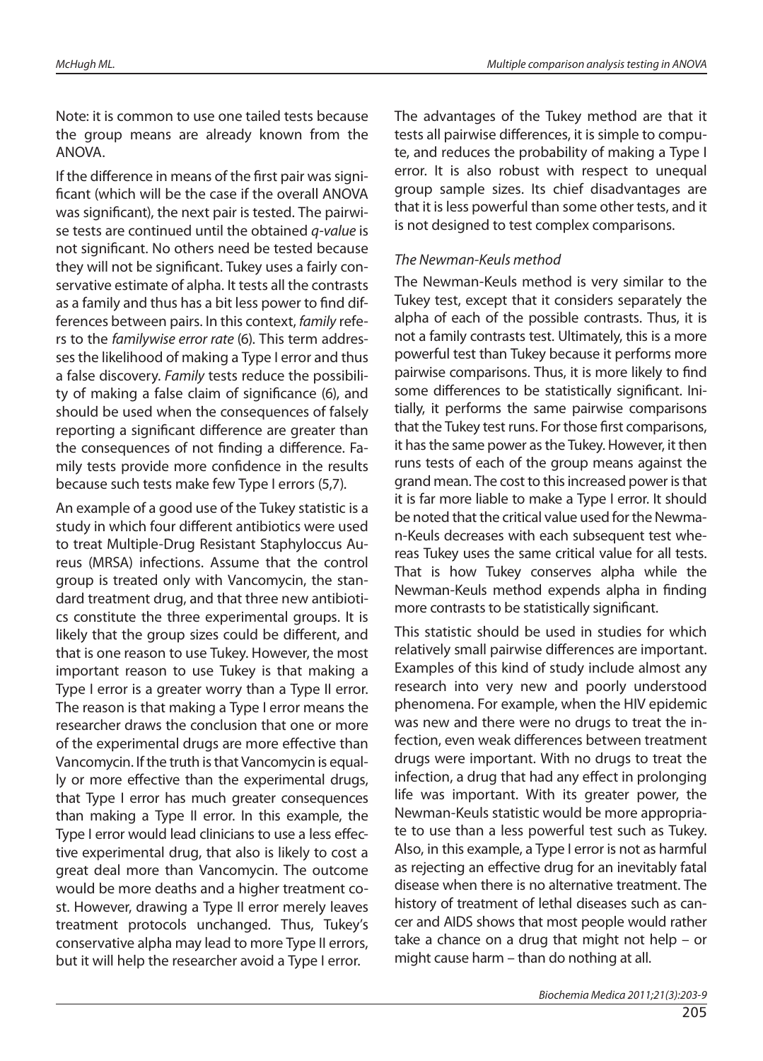Note: it is common to use one tailed tests because the group means are already known from the ANOVA.

If the difference in means of the first pair was significant (which will be the case if the overall ANOVA was significant), the next pair is tested. The pairwise tests are continued until the obtained *q-value* is not significant. No others need be tested because they will not be significant. Tukey uses a fairly conservative estimate of alpha. It tests all the contrasts as a family and thus has a bit less power to find differences between pairs. In this context, *family* refers to the *familywise error rate* (6). This term addresses the likelihood of making a Type I error and thus a false discovery. *Family* tests reduce the possibility of making a false claim of significance (6), and should be used when the consequences of falsely reporting a significant difference are greater than the consequences of not finding a difference. Family tests provide more confidence in the results because such tests make few Type I errors (5,7).

An example of a good use of the Tukey statistic is a study in which four different antibiotics were used to treat Multiple-Drug Resistant Staphyloccus Aureus (MRSA) infections. Assume that the control group is treated only with Vancomycin, the standard treatment drug, and that three new antibiotics constitute the three experimental groups. It is likely that the group sizes could be different, and that is one reason to use Tukey. However, the most important reason to use Tukey is that making a Type I error is a greater worry than a Type II error. The reason is that making a Type I error means the researcher draws the conclusion that one or more of the experimental drugs are more effective than Vancomycin. If the truth is that Vancomycin is equally or more effective than the experimental drugs, that Type I error has much greater consequences than making a Type II error. In this example, the Type I error would lead clinicians to use a less effective experimental drug, that also is likely to cost a great deal more than Vancomycin. The outcome would be more deaths and a higher treatment cost. However, drawing a Type II error merely leaves treatment protocols unchanged. Thus, Tukey's conservative alpha may lead to more Type II errors, but it will help the researcher avoid a Type I error.

The advantages of the Tukey method are that it tests all pairwise differences, it is simple to compute, and reduces the probability of making a Type I error. It is also robust with respect to unequal group sample sizes. Its chief disadvantages are that it is less powerful than some other tests, and it is not designed to test complex comparisons.

### *The Newman-Keuls method*

The Newman-Keuls method is very similar to the Tukey test, except that it considers separately the alpha of each of the possible contrasts. Thus, it is not a family contrasts test. Ultimately, this is a more powerful test than Tukey because it performs more pairwise comparisons. Thus, it is more likely to find some differences to be statistically significant. Initially, it performs the same pairwise comparisons that the Tukey test runs. For those first comparisons, it has the same power as the Tukey. However, it then runs tests of each of the group means against the grand mean. The cost to this increased power is that it is far more liable to make a Type I error. It should be noted that the critical value used for the Newman-Keuls decreases with each subsequent test whereas Tukey uses the same critical value for all tests. That is how Tukey conserves alpha while the Newman-Keuls method expends alpha in finding more contrasts to be statistically significant.

This statistic should be used in studies for which relatively small pairwise differences are important. Examples of this kind of study include almost any research into very new and poorly understood phenomena. For example, when the HIV epidemic was new and there were no drugs to treat the infection, even weak differences between treatment drugs were important. With no drugs to treat the infection, a drug that had any effect in prolonging life was important. With its greater power, the Newman-Keuls statistic would be more appropriate to use than a less powerful test such as Tukey. Also, in this example, a Type I error is not as harmful as rejecting an effective drug for an inevitably fatal disease when there is no alternative treatment. The history of treatment of lethal diseases such as cancer and AIDS shows that most people would rather take a chance on a drug that might not help – or might cause harm – than do nothing at all.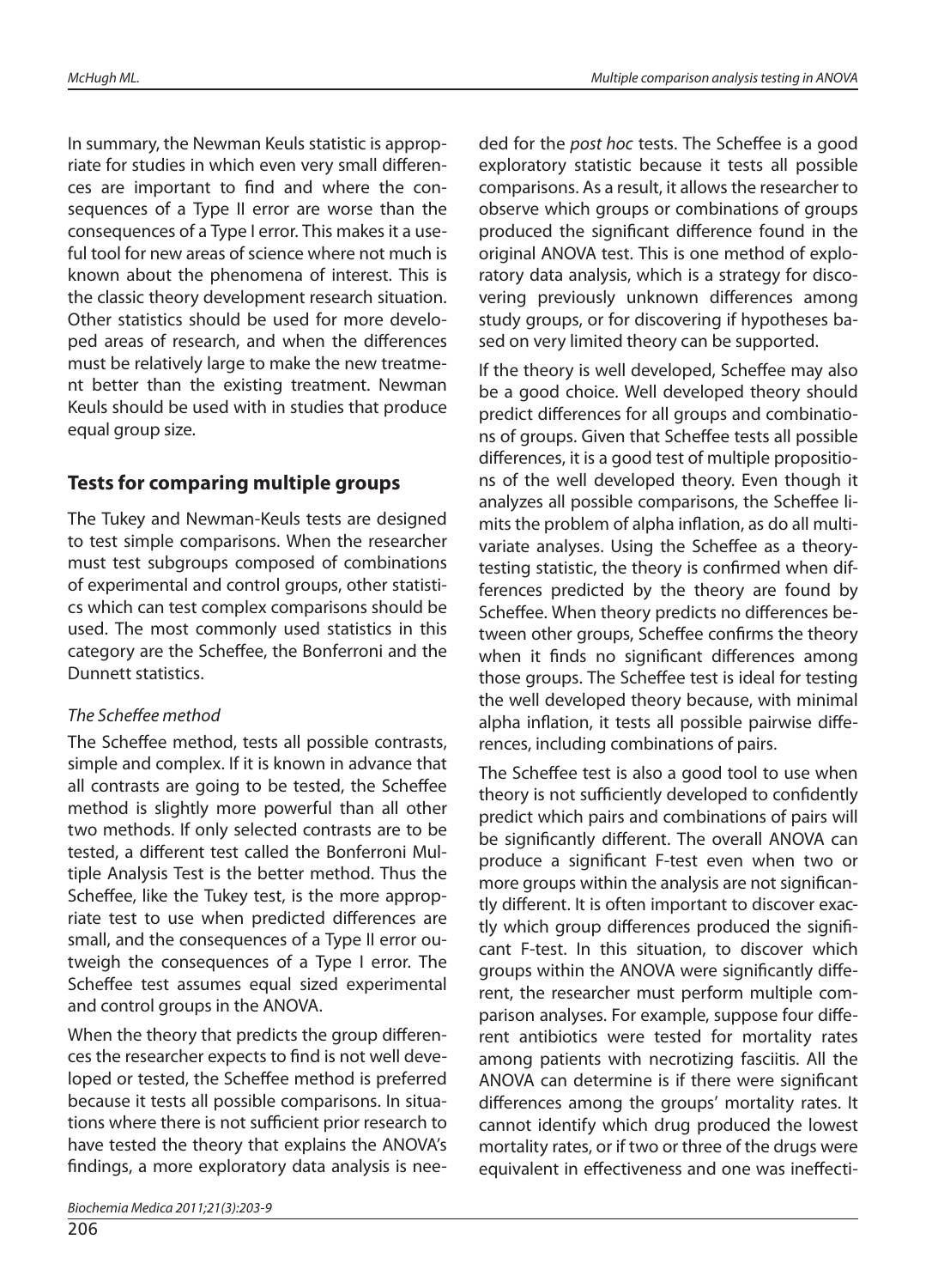In summary, the Newman Keuls statistic is appropriate for studies in which even very small differences are important to find and where the consequences of a Type II error are worse than the consequences of a Type I error. This makes it a useful tool for new areas of science where not much is known about the phenomena of interest. This is the classic theory development research situation. Other statistics should be used for more developed areas of research, and when the differences must be relatively large to make the new treatment better than the existing treatment. Newman Keuls should be used with in studies that produce equal group size.

## Tests for comparing multiple groups

The Tukey and Newman-Keuls tests are designed to test simple comparisons. When the researcher must test subgroups composed of combinations of experimental and control groups, other statistics which can test complex comparisons should be used. The most commonly used statistics in this category are the Scheffee, the Bonferroni and the Dunnett statistics.

### *The Scheffee method*

The Scheffee method, tests all possible contrasts, simple and complex. If it is known in advance that all contrasts are going to be tested, the Scheffee method is slightly more powerful than all other two methods. If only selected contrasts are to be tested, a different test called the Bonferroni Multiple Analysis Test is the better method. Thus the Scheffee, like the Tukey test, is the more appropriate test to use when predicted differences are small, and the consequences of a Type II error outweigh the consequences of a Type I error. The Scheffee test assumes equal sized experimental and control groups in the ANOVA.

When the theory that predicts the group differences the researcher expects to find is not well developed or tested, the Scheffee method is preferred because it tests all possible comparisons. In situations where there is not sufficient prior research to have tested the theory that explains the ANOVA's findings, a more exploratory data analysis is needed for the *post hoc* tests. The Scheffee is a good exploratory statistic because it tests all possible comparisons. As a result, it allows the researcher to observe which groups or combinations of groups produced the significant difference found in the original ANOVA test. This is one method of exploratory data analysis, which is a strategy for discovering previously unknown differences among study groups, or for discovering if hypotheses based on very limited theory can be supported.

If the theory is well developed, Scheffee may also be a good choice. Well developed theory should predict differences for all groups and combinations of groups. Given that Scheffee tests all possible differences, it is a good test of multiple propositions of the well developed theory. Even though it analyzes all possible comparisons, the Scheffee limits the problem of alpha inflation, as do all multivariate analyses. Using the Scheffee as a theory-testing statistic, the theory is confirmed when differences predicted by the theory are found by Scheffee. When theory predicts no differences between other groups, Scheffee confirms the theory when it finds no significant differences among those groups. The Scheffee test is ideal for testing the well developed theory because, with minimal alpha inflation, it tests all possible pairwise differences, including combinations of pairs.

The Scheffee test is also a good tool to use when theory is not sufficiently developed to confidently predict which pairs and combinations of pairs will be significantly different. The overall ANOVA can produce a significant F-test even when two or more groups within the analysis are not significantly different. It is often important to discover exactly which group differences produced the significant F-test. In this situation, to discover which groups within the ANOVA were significantly different, the researcher must perform multiple comparison analyses. For example, suppose four different antibiotics were tested for mortality rates among patients with necrotizing fasciitis. All the ANOVA can determine is if there were significant differences among the groups' mortality rates. It cannot identify which drug produced the lowest mortality rates, or if two or three of the drugs were equivalent in effectiveness and one was ineffecti-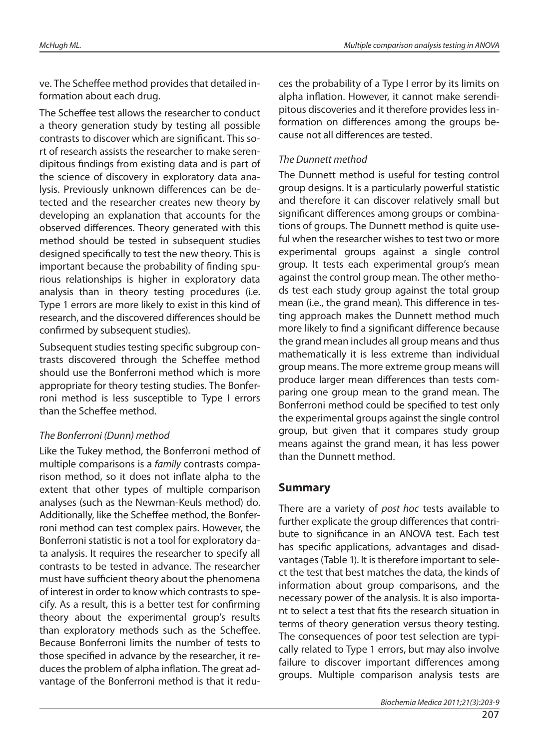ve. The Scheffee method provides that detailed information about each drug.

The Scheffee test allows the researcher to conduct a theory generation study by testing all possible contrasts to discover which are significant. This sort of research assists the researcher to make serendipitous findings from existing data and is part of the science of discovery in exploratory data analysis. Previously unknown differences can be detected and the researcher creates new theory by developing an explanation that accounts for the observed differences. Theory generated with this method should be tested in subsequent studies designed specifically to test the new theory. This is important because the probability of finding spurious relationships is higher in exploratory data analysis than in theory testing procedures (i.e. Type 1 errors are more likely to exist in this kind of research, and the discovered differences should be confirmed by subsequent studies).

Subsequent studies testing specific subgroup contrasts discovered through the Scheffee method should use the Bonferroni method which is more appropriate for theory testing studies. The Bonferroni method is less susceptible to Type I errors than the Scheffee method.

### *The Bonferroni (Dunn) method*

Like the Tukey method, the Bonferroni method of multiple comparisons is a *family* contrasts comparison method, so it does not inflate alpha to the extent that other types of multiple comparison analyses (such as the Newman-Keuls method) do. Additionally, like the Scheffee method, the Bonferroni method can test complex pairs. However, the Bonferroni statistic is not a tool for exploratory data analysis. It requires the researcher to specify all contrasts to be tested in advance. The researcher must have sufficient theory about the phenomena of interest in order to know which contrasts to specify. As a result, this is a better test for confirming theory about the experimental group's results than exploratory methods such as the Scheffee. Because Bonferroni limits the number of tests to those specified in advance by the researcher, it reduces the problem of alpha inflation. The great advantage of the Bonferroni method is that it reduces the probability of a Type I error by its limits on alpha inflation. However, it cannot make serendipitous discoveries and it therefore provides less information on differences among the groups because not all differences are tested.

### *The Dunnett method*

The Dunnett method is useful for testing control group designs. It is a particularly powerful statistic and therefore it can discover relatively small but significant differences among groups or combinations of groups. The Dunnett method is quite useful when the researcher wishes to test two or more experimental groups against a single control group. It tests each experimental group's mean against the control group mean. The other methods test each study group against the total group mean (i.e., the grand mean). This difference in testing approach makes the Dunnett method much more likely to find a significant difference because the grand mean includes all group means and thus mathematically it is less extreme than individual group means. The more extreme group means will produce larger mean differences than tests comparing one group mean to the grand mean. The Bonferroni method could be specified to test only the experimental groups against the single control group, but given that it compares study group means against the grand mean, it has less power than the Dunnett method.

## Summary

There are a variety of *post hoc* tests available to further explicate the group differences that contribute to significance in an ANOVA test. Each test has specific applications, advantages and disadvantages (Table 1). It is therefore important to select the test that best matches the data, the kinds of information about group comparisons, and the necessary power of the analysis. It is also important to select a test that fits the research situation in terms of theory generation versus theory testing. The consequences of poor test selection are typically related to Type 1 errors, but may also involve failure to discover important differences among groups. Multiple comparison analysis tests are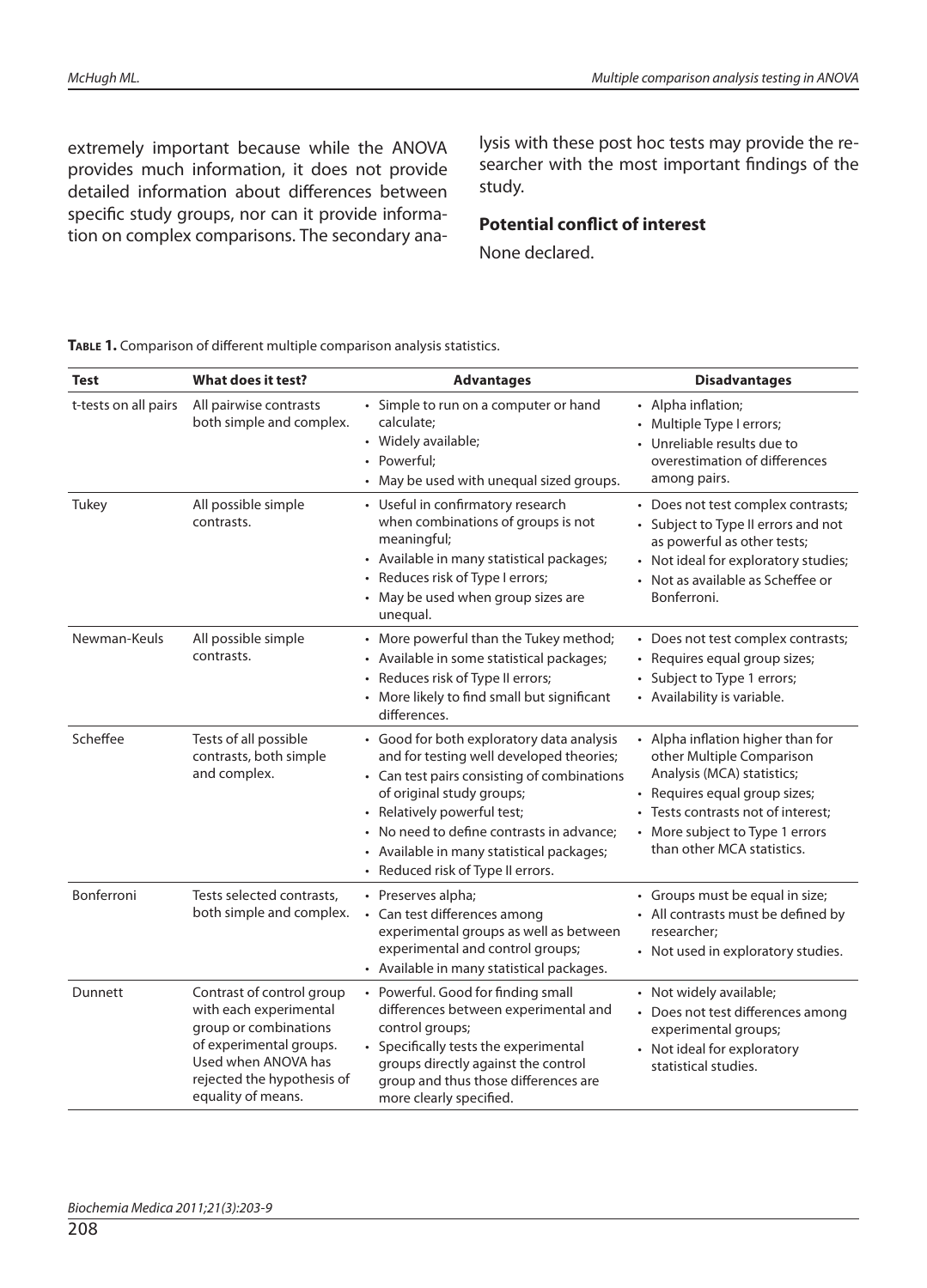extremely important because while the ANOVA provides much information, it does not provide detailed information about differences between specific study groups, nor can it provide information on complex comparisons. The secondary analysis with these post hoc tests may provide the researcher with the most important findings of the study.

### Potential conflict of interest

None declared.

**Table 1.** Comparison of different multiple comparison analysis statistics.

| Test | What does it test? | Advantages | Disadvantages |
|---|---|---|---|
| t-tests on all pairs | All pairwise contrasts both simple and complex. | • Simple to run on a computer or hand calculate;<br>• Widely available;<br>• Powerful;<br>• May be used with unequal sized groups. | • Alpha inflation;<br>• Multiple Type I errors;<br>• Unreliable results due to overestimation of differences among pairs. |
| Tukey | All possible simple contrasts. | • Useful in confirmatory research when combinations of groups is not meaningful;<br>• Available in many statistical packages;<br>• Reduces risk of Type I errors;<br>• May be used when group sizes are unequal. | • Does not test complex contrasts;<br>• Subject to Type II errors and not as powerful as other tests;<br>• Not ideal for exploratory studies;<br>• Not as available as Scheffee or Bonferroni. |
| Newman-Keuls | All possible simple contrasts. | • More powerful than the Tukey method;<br>• Available in some statistical packages;<br>• Reduces risk of Type II errors;<br>• More likely to find small but significant differences. | • Does not test complex contrasts;<br>• Requires equal group sizes;<br>• Subject to Type 1 errors;<br>• Availability is variable. |
| Scheffee | Tests of all possible contrasts, both simple and complex. | • Good for both exploratory data analysis and for testing well developed theories;<br>• Can test pairs consisting of combinations of original study groups;<br>• Relatively powerful test;<br>• No need to define contrasts in advance;<br>• Available in many statistical packages;<br>• Reduced risk of Type II errors. | • Alpha inflation higher than for other Multiple Comparison Analysis (MCA) statistics;<br>• Requires equal group sizes;<br>• Tests contrasts not of interest;<br>• More subject to Type 1 errors than other MCA statistics. |
| Bonferroni | Tests selected contrasts, both simple and complex. | • Preserves alpha;<br>• Can test differences among experimental groups as well as between experimental and control groups;<br>• Available in many statistical packages. | • Groups must be equal in size;<br>• All contrasts must be defined by researcher;<br>• Not used in exploratory studies. |
| Dunnett | Contrast of control group with each experimental group or combinations of experimental groups. Used when ANOVA has rejected the hypothesis of equality of means. | • Powerful. Good for finding small differences between experimental and control groups;<br>• Specifically tests the experimental groups directly against the control group and thus those differences are more clearly specified. | • Not widely available;<br>• Does not test differences among experimental groups;<br>• Not ideal for exploratory statistical studies. |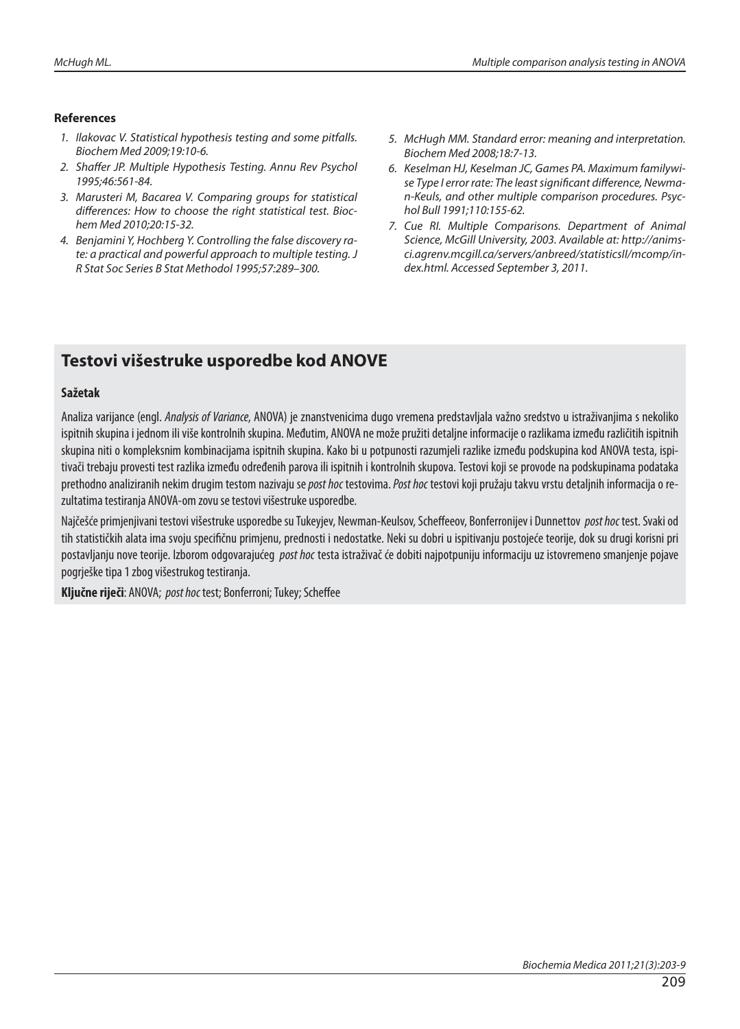## References

1. Ilakovac V. Statistical hypothesis testing and some pitfalls. Biochem Med 2009;19:10-6.
2. Shaffer JP. Multiple Hypothesis Testing. Annu Rev Psychol 1995;46:561-84.
3. Marusteri M, Bacarea V. Comparing groups for statistical differences: How to choose the right statistical test. Biochem Med 2010;20:15-32.
4. Benjamini Y, Hochberg Y. Controlling the false discovery rate: a practical and powerful approach to multiple testing. J R Stat Soc Series B Stat Methodol 1995;57:289–300.
5. McHugh MM. Standard error: meaning and interpretation. Biochem Med 2008;18:7-13.
6. Keselman HJ, Keselman JC, Games PA. Maximum familywise Type I error rate: The least significant difference, Newman-Keuls, and other multiple comparison procedures. Psychol Bull 1991;110:155-62.
7. Cue RI. Multiple Comparisons. Department of Animal Science, McGill University, 2003. Available at: http://animsci.agrenv.mcgill.ca/servers/anbreed/statisticsII/mcomp/index.html. Accessed September 3, 2011.

## Testovi višestruke usporedbe kod ANOVE

### Sažetak

Analiza varijance (engl. *Analysis of Variance*, ANOVA) je znanstvenicima dugo vremena predstavljala važno sredstvo u istraživanjima s nekoliko ispitnih skupina i jednom ili više kontrolnih skupina. Međutim, ANOVA ne može pružiti detaljne informacije o razlikama između različitih ispitnih skupina niti o kompleksnim kombinacijama ispitnih skupina. Kako bi u potpunosti razumjeli razlike između podskupina kod ANOVA testa, ispitivači trebaju provesti test razlika između određenih parova ili ispitnih i kontrolnih skupova. Testovi koji se provode na podskupinama podataka prethodno analiziranih nekim drugim testom nazivaju se *post hoc* testovima. *Post hoc* testovi koji pružaju takvu vrstu detaljnih informacija o rezultatima testiranja ANOVA-om zovu se testovi višestruke usporedbe.

Najčešće primjenjivani testovi višestruke usporedbe su Tukeyjev, Newman-Keulsov, Scheffeeov, Bonferronijev i Dunnettov *post hoc* test. Svaki od tih statističkih alata ima svoju specifičnu primjenu, prednosti i nedostatke. Neki su dobri u ispitivanju postojeće teorije, dok su drugi korisni pri postavljanju nove teorije. Izborom odgovarajućeg *post hoc* testa istraživač će dobiti najpotpuniju informaciju uz istovremeno smanjenje pojave pogrješke tipa 1 zbog višestrukog testiranja.

**Ključne riječi**: ANOVA; *post hoc* test; Bonferroni; Tukey; Scheffee